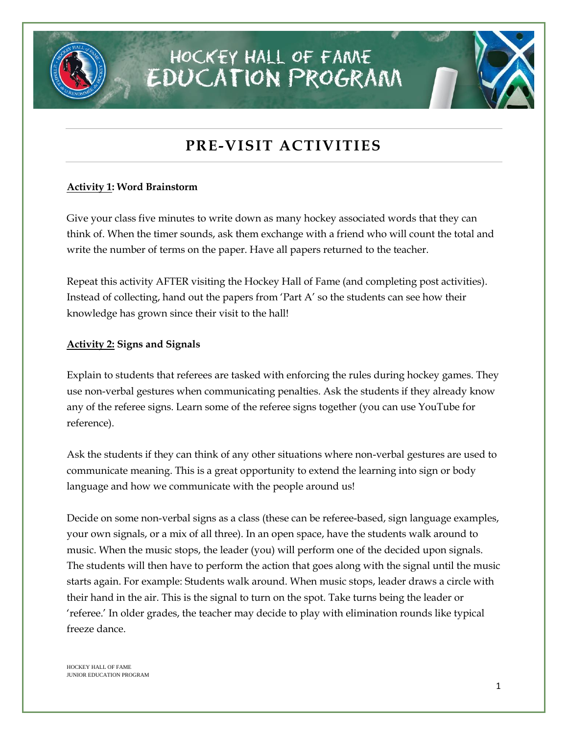# HOCKEY HALL OF FAME EDUCATION PROGRAM

## PRE-VISIT ACTIVITIES

**Activity 1: Word Brainstorm**

Give your class five minutes to write down as many hockey associated words that they can think of. When the timer sounds, ask them exchange with a friend who will count the total and write the number of terms on the paper. Have all papers returned to the teacher.

Repeat this activity AFTER visiting the Hockey Hall of Fame (and completing post activities). Instead of collecting, hand out the papers from 'Part A' so the students can see how their knowledge has grown since their visit to the hall!

**Activity 2: Signs and Signals**

Explain to students that referees are tasked with enforcing the rules during hockey games. They use non-verbal gestures when communicating penalties. Ask the students if they already know any of the referee signs. Learn some of the referee signs together (you can use YouTube for reference).

Ask the students if they can think of any other situations where non-verbal gestures are used to communicate meaning. This is a great opportunity to extend the learning into sign or body language and how we communicate with the people around us!

Decide on some non-verbal signs as a class (these can be referee-based, sign language examples, your own signals, or a mix of all three). In an open space, have the students walk around to music. When the music stops, the leader (you) will perform one of the decided upon signals. The students will then have to perform the action that goes along with the signal until the music starts again. For example: Students walk around. When music stops, leader draws a circle with their hand in the air. This is the signal to turn on the spot. Take turns being the leader or 'referee.' In older grades, the teacher may decide to play with elimination rounds like typical freeze dance.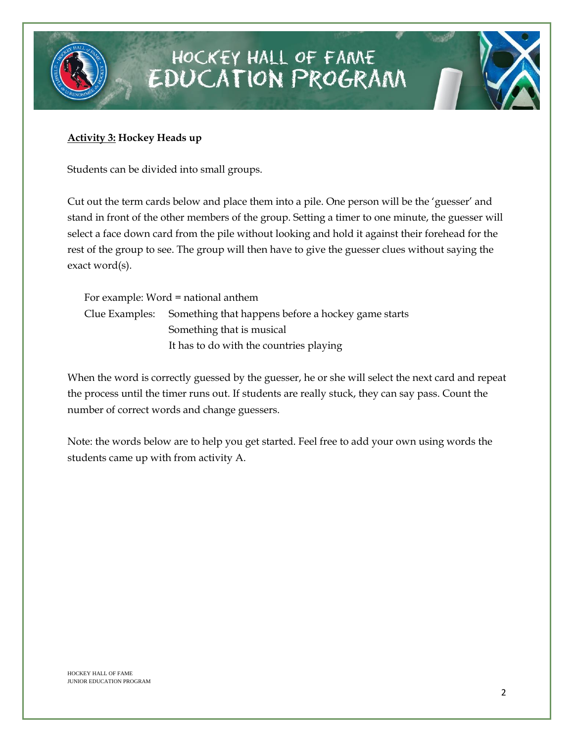**Activity 3: Hockey Heads up**

Students can be divided into small groups.

Cut out the term cards below and place them into a pile. One person will be the 'guesser' and stand in front of the other members of the group. Setting a timer to one minute, the guesser will select a face down card from the pile without looking and hold it against their forehead for the rest of the group to see. The group will then have to give the guesser clues without saying the exact word(s).

For example: Word = national anthem

Clue Examples: Something that happens before a hockey game starts
Something that is musical
It has to do with the countries playing

When the word is correctly guessed by the guesser, he or she will select the next card and repeat the process until the timer runs out. If students are really stuck, they can say pass. Count the number of correct words and change guessers.

Note: the words below are to help you get started. Feel free to add your own using words the students came up with from activity A.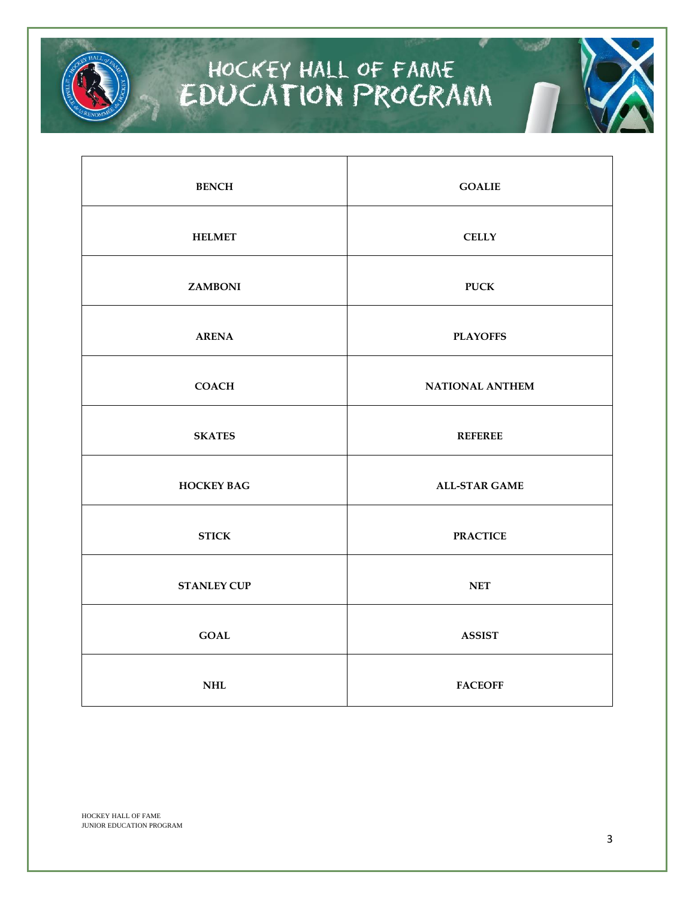# HOCKEY HALL OF FAME EDUCATION PROGRAM

| | |
|---|---|
| **BENCH** | **GOALIE** |
| **HELMET** | **CELLY** |
| **ZAMBONI** | **PUCK** |
| **ARENA** | **PLAYOFFS** |
| **COACH** | **NATIONAL ANTHEM** |
| **SKATES** | **REFEREE** |
| **HOCKEY BAG** | **ALL-STAR GAME** |
| **STICK** | **PRACTICE** |
| **STANLEY CUP** | **NET** |
| **GOAL** | **ASSIST** |
| **NHL** | **FACEOFF** |